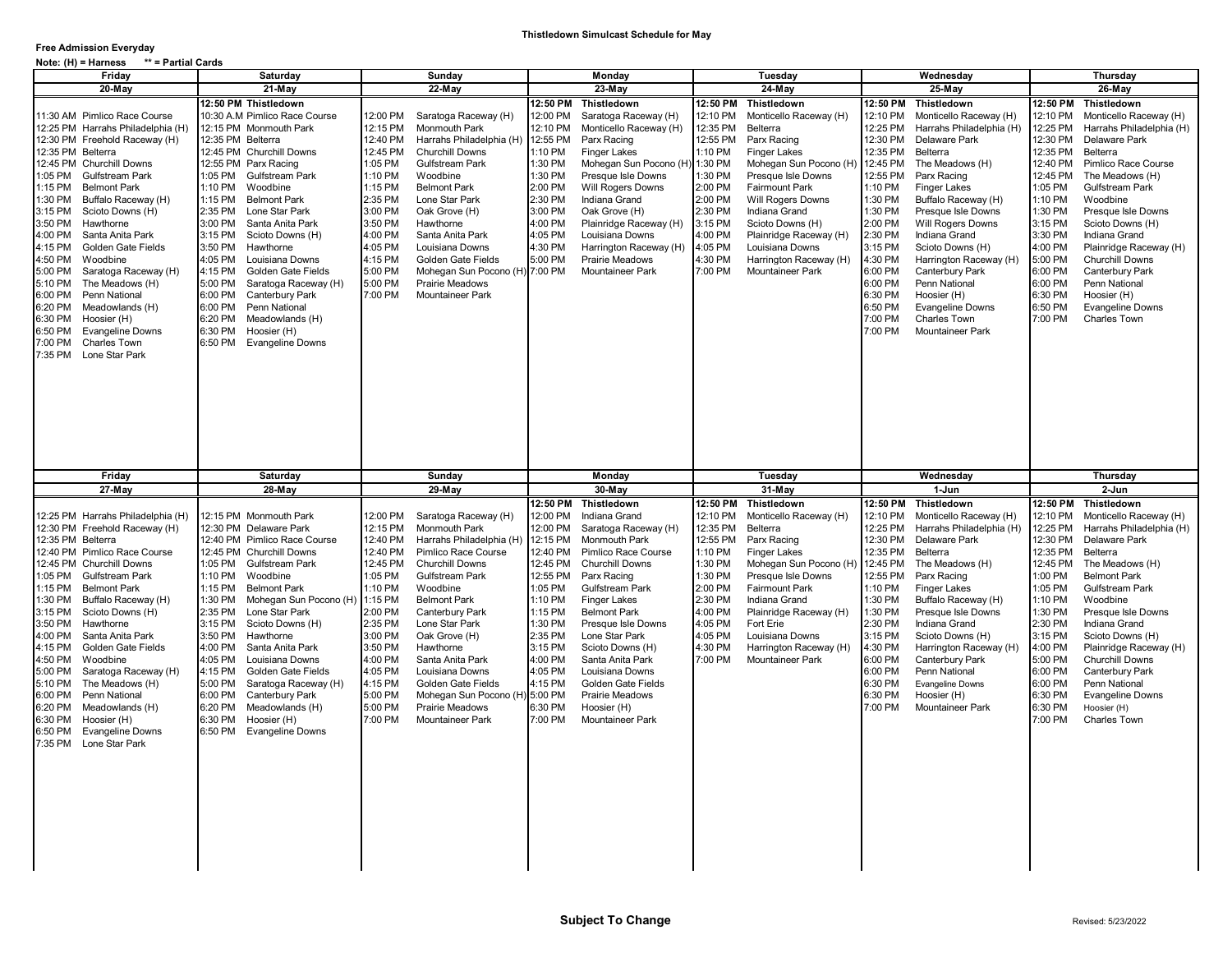# Thistledown Simulcast Schedule for May

**Free Admission Everyday**

**Note: (H) = Harness ** = Partial Cards**

| Friday | Saturday | Sunday | Monday | Tuesday | Wednesday | Thursday |
|---|---|---|---|---|---|---|
| 20-May | 21-May | 22-May | 23-May | 24-May | 25-May | 26-May |
| | 12:50 PM Thistledown | | 12:50 PM Thistledown | 12:50 PM Thistledown | 12:50 PM Thistledown | 12:50 PM Thistledown |
| 11:30 AM Pimlico Race Course | 10:30 A.M Pimlico Race Course | 12:00 PM Saratoga Raceway (H) | 12:00 PM Saratoga Raceway (H) | 12:10 PM Monticello Raceway (H) | 12:10 PM Monticello Raceway (H) | 12:10 PM Monticello Raceway (H) |
| 12:25 PM Harrahs Philadelphia (H) | 12:15 PM Monmouth Park | 12:15 PM Monmouth Park | 12:10 PM Monticello Raceway (H) | 12:35 PM Belterra | 12:25 PM Harrahs Philadelphia (H) | 12:25 PM Harrahs Philadelphia (H) |
| 12:30 PM Freehold Raceway (H) | 12:35 PM Belterra | 12:40 PM Harrahs Philadelphia (H) | 12:55 PM Parx Racing | 12:55 PM Parx Racing | 12:30 PM Delaware Park | 12:30 PM Delaware Park |
| 12:35 PM Belterra | 12:45 PM Churchill Downs | 12:45 PM Churchill Downs | 1:10 PM Finger Lakes | 1:10 PM Finger Lakes | 12:35 PM Belterra | 12:35 PM Belterra |
| 12:45 PM Churchill Downs | 12:55 PM Parx Racing | 1:05 PM Gulfstream Park | 1:30 PM Mohegan Sun Pocono (H) | 1:30 PM Mohegan Sun Pocono (H) | 12:45 PM The Meadows (H) | 12:40 PM Pimlico Race Course |
| 1:05 PM Gulfstream Park | 1:05 PM Gulfstream Park | 1:10 PM Woodbine | 1:30 PM Presque Isle Downs | 1:30 PM Presque Isle Downs | 12:55 PM Parx Racing | 12:45 PM The Meadows (H) |
| 1:15 PM Belmont Park | 1:10 PM Woodbine | 1:15 PM Belmont Park | 2:00 PM Will Rogers Downs | 2:00 PM Fairmount Park | 1:10 PM Finger Lakes | 1:05 PM Gulfstream Park |
| 1:30 PM Buffalo Raceway (H) | 1:15 PM Belmont Park | 2:35 PM Lone Star Park | 2:30 PM Indiana Grand | 2:00 PM Will Rogers Downs | 1:30 PM Buffalo Raceway (H) | 1:10 PM Woodbine |
| 3:15 PM Scioto Downs (H) | 2:35 PM Lone Star Park | 3:00 PM Oak Grove (H) | 3:00 PM Oak Grove (H) | 2:30 PM Indiana Grand | 1:30 PM Presque Isle Downs | 1:30 PM Presque Isle Downs |
| 3:50 PM Hawthorne | 3:00 PM Santa Anita Park | 3:50 PM Hawthorne | 4:00 PM Plainridge Raceway (H) | 3:15 PM Scioto Downs (H) | 2:00 PM Will Rogers Downs | 3:15 PM Scioto Downs (H) |
| 4:00 PM Santa Anita Park | 3:15 PM Scioto Downs (H) | 4:00 PM Santa Anita Park | 4:05 PM Louisiana Downs | 4:00 PM Plainridge Raceway (H) | 2:30 PM Indiana Grand | 3:30 PM Indiana Grand |
| 4:15 PM Golden Gate Fields | 3:50 PM Hawthorne | 4:05 PM Louisiana Downs | 4:30 PM Harrington Raceway (H) | 4:05 PM Louisiana Downs | 3:15 PM Scioto Downs (H) | 4:00 PM Plainridge Raceway (H) |
| 4:50 PM Woodbine | 4:05 PM Louisiana Downs | 4:15 PM Golden Gate Fields | 5:00 PM Prairie Meadows | 4:30 PM Harrington Raceway (H) | 4:30 PM Harrington Raceway (H) | 5:00 PM Churchill Downs |
| 5:00 PM Saratoga Raceway (H) | 4:15 PM Golden Gate Fields | 5:00 PM Mohegan Sun Pocono (H) | 7:00 PM Mountaineer Park | 7:00 PM Mountaineer Park | 6:00 PM Canterbury Park | 6:00 PM Canterbury Park |
| 5:10 PM The Meadows (H) | 5:00 PM Saratoga Raceway (H) | 5:00 PM Prairie Meadows | | | 6:00 PM Penn National | 6:00 PM Penn National |
| 6:00 PM Penn National | 6:00 PM Canterbury Park | 7:00 PM Mountaineer Park | | | 6:30 PM Hoosier (H) | 6:30 PM Hoosier (H) |
| 6:20 PM Meadowlands (H) | 6:00 PM Penn National | | | | 6:50 PM Evangeline Downs | 6:50 PM Evangeline Downs |
| 6:30 PM Hoosier (H) | 6:20 PM Meadowlands (H) | | | | 7:00 PM Charles Town | 7:00 PM Charles Town |
| 6:50 PM Evangeline Downs | 6:30 PM Hoosier (H) | | | | 7:00 PM Mountaineer Park | |
| 7:00 PM Charles Town | 6:50 PM Evangeline Downs | | | | | |
| 7:35 PM Lone Star Park | | | | | | |

| Friday | Saturday | Sunday | Monday | Tuesday | Wednesday | Thursday |
|---|---|---|---|---|---|---|
| 27-May | 28-May | 29-May | 30-May | 31-May | 1-Jun | 2-Jun |
| | | | 12:50 PM Thistledown | 12:50 PM Thistledown | 12:50 PM Thistledown | 12:50 PM Thistledown |
| 12:25 PM Harrahs Philadelphia (H) | 12:15 PM Monmouth Park | 12:00 PM Saratoga Raceway (H) | 12:00 PM Indiana Grand | 12:10 PM Monticello Raceway (H) | 12:10 PM Monticello Raceway (H) | 12:10 PM Monticello Raceway (H) |
| 12:30 PM Freehold Raceway (H) | 12:30 PM Delaware Park | 12:15 PM Monmouth Park | 12:00 PM Saratoga Raceway (H) | 12:35 PM Belterra | 12:25 PM Harrahs Philadelphia (H) | 12:25 PM Harrahs Philadelphia (H) |
| 12:35 PM Belterra | 12:40 PM Pimlico Race Course | 12:40 PM Harrahs Philadelphia (H) | 12:15 PM Monmouth Park | 12:55 PM Parx Racing | 12:30 PM Delaware Park | 12:30 PM Delaware Park |
| 12:40 PM Pimlico Race Course | 12:45 PM Churchill Downs | 12:40 PM Pimlico Race Course | 12:40 PM Pimlico Race Course | 1:10 PM Finger Lakes | 12:35 PM Belterra | 12:35 PM Belterra |
| 12:45 PM Churchill Downs | 1:05 PM Gulfstream Park | 12:45 PM Churchill Downs | 12:45 PM Churchill Downs | 1:30 PM Mohegan Sun Pocono (H) | 12:45 PM The Meadows (H) | 12:45 PM The Meadows (H) |
| 1:05 PM Gulfstream Park | 1:10 PM Woodbine | 1:05 PM Gulfstream Park | 12:55 PM Parx Racing | 1:30 PM Presque Isle Downs | 12:55 PM Parx Racing | 1:00 PM Belmont Park |
| 1:15 PM Belmont Park | 1:15 PM Belmont Park | 1:10 PM Woodbine | 1:05 PM Gulfstream Park | 2:00 PM Fairmount Park | 1:10 PM Finger Lakes | 1:05 PM Gulfstream Park |
| 1:30 PM Buffalo Raceway (H) | 1:30 PM Mohegan Sun Pocono (H) | 1:15 PM Belmont Park | 1:10 PM Finger Lakes | 2:30 PM Indiana Grand | 1:30 PM Buffalo Raceway (H) | 1:10 PM Woodbine |
| 3:15 PM Scioto Downs (H) | 2:35 PM Lone Star Park | 2:00 PM Canterbury Park | 1:15 PM Belmont Park | 4:00 PM Plainridge Raceway (H) | 1:30 PM Presque Isle Downs | 1:30 PM Presque Isle Downs |
| 3:50 PM Hawthorne | 3:15 PM Scioto Downs (H) | 2:35 PM Lone Star Park | 1:30 PM Presque Isle Downs | 4:05 PM Fort Erie | 2:30 PM Indiana Grand | 2:30 PM Indiana Grand |
| 4:00 PM Santa Anita Park | 3:50 PM Hawthorne | 3:00 PM Oak Grove (H) | 2:35 PM Lone Star Park | 4:05 PM Louisiana Downs | 3:15 PM Scioto Downs (H) | 3:15 PM Scioto Downs (H) |
| 4:15 PM Golden Gate Fields | 4:00 PM Santa Anita Park | 3:50 PM Hawthorne | 3:15 PM Scioto Downs (H) | 4:30 PM Harrington Raceway (H) | 4:30 PM Harrington Raceway (H) | 4:00 PM Plainridge Raceway (H) |
| 4:50 PM Woodbine | 4:05 PM Louisiana Downs | 4:00 PM Santa Anita Park | 4:00 PM Santa Anita Park | 7:00 PM Mountaineer Park | 6:00 PM Canterbury Park | 5:00 PM Churchill Downs |
| 5:00 PM Saratoga Raceway (H) | 4:15 PM Golden Gate Fields | 4:05 PM Louisiana Downs | 4:05 PM Louisiana Downs | | 6:00 PM Penn National | 6:00 PM Canterbury Park |
| 5:10 PM The Meadows (H) | 5:00 PM Saratoga Raceway (H) | 4:15 PM Golden Gate Fields | 4:15 PM Golden Gate Fields | | 6:30 PM Evangeline Downs | 6:00 PM Penn National |
| 6:00 PM Penn National | 6:00 PM Canterbury Park | 5:00 PM Mohegan Sun Pocono (H) | 5:00 PM Prairie Meadows | | 6:30 PM Hoosier (H) | 6:30 PM Evangeline Downs |
| 6:20 PM Meadowlands (H) | 6:20 PM Meadowlands (H) | 5:00 PM Prairie Meadows | 6:30 PM Hoosier (H) | | 7:00 PM Mountaineer Park | 6:30 PM Hoosier (H) |
| 6:30 PM Hoosier (H) | 6:30 PM Hoosier (H) | 7:00 PM Mountaineer Park | 7:00 PM Mountaineer Park | | | 7:00 PM Charles Town |
| 6:50 PM Evangeline Downs | 6:50 PM Evangeline Downs | | | | | |
| 7:35 PM Lone Star Park | | | | | | |

**Subject To Change**

Revised: 5/23/2022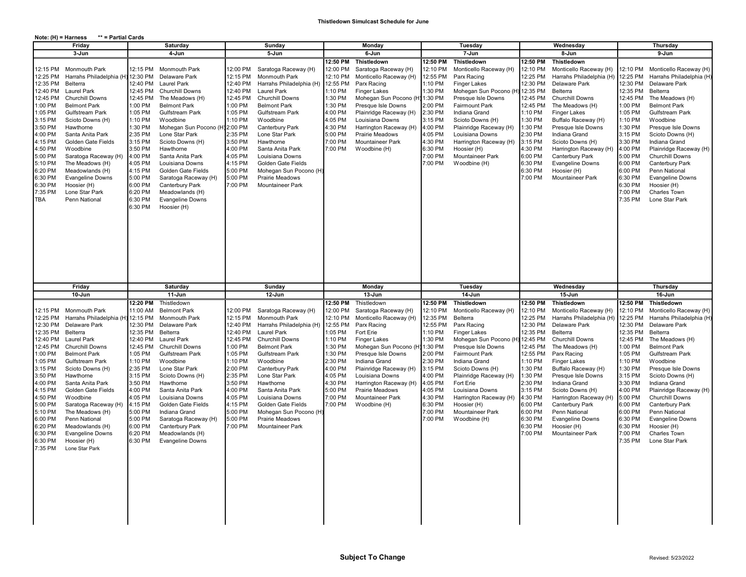**Thistledown Simulcast Schedule for June**

**Note: (H) = Harness** &nbsp;&nbsp;&nbsp; **\*\* = Partial Cards**

| Friday | | Saturday | | Sunday | | Monday | | Tuesday | | Wednesday | | Thursday | |
|---|---|---|---|---|---|---|---|---|---|---|---|---|---|
| 3-Jun | | 4-Jun | | 5-Jun | | 6-Jun | | 7-Jun | | 8-Jun | | 9-Jun | |
| | | | | | | **12:50 PM** | **Thistledown** | **12:50 PM** | **Thistledown** | **12:50 PM** | **Thistledown** | | |
| 12:15 PM | Monmouth Park | 12:15 PM | Monmouth Park | 12:00 PM | Saratoga Raceway (H) | 12:00 PM | Saratoga Raceway (H) | 12:10 PM | Monticello Raceway (H) | 12:10 PM | Monticello Raceway (H) | 12:10 PM | Monticello Raceway (H) |
| 12:25 PM | Harrahs Philadelphia (H) | 12:30 PM | Delaware Park | 12:15 PM | Monmouth Park | 12:10 PM | Monticello Raceway (H) | 12:55 PM | Parx Racing | 12:25 PM | Harrahs Philadelphia (H) | 12:25 PM | Harrahs Philadelphia (H) |
| 12:35 PM | Belterra | 12:40 PM | Laurel Park | 12:40 PM | Harrahs Philadelphia (H) | 12:55 PM | Parx Racing | 1:10 PM | Finger Lakes | 12:30 PM | Delaware Park | 12:30 PM | Delaware Park |
| 12:40 PM | Laurel Park | 12:45 PM | Churchill Downs | 12:40 PM | Laurel Park | 1:10 PM | Finger Lakes | 1:30 PM | Mohegan Sun Pocono (H) | 12:35 PM | Belterra | 12:35 PM | Belterra |
| 12:45 PM | Churchill Downs | 12:45 PM | The Meadows (H) | 12:45 PM | Churchill Downs | 1:30 PM | Mohegan Sun Pocono (H) | 1:30 PM | Presque Isle Downs | 12:45 PM | Churchill Downs | 12:45 PM | The Meadows (H) |
| 1:00 PM | Belmont Park | 1:00 PM | Belmont Park | 1:00 PM | Belmont Park | 1:30 PM | Presque Isle Downs | 2:00 PM | Fairmount Park | 12:45 PM | The Meadows (H) | 1:00 PM | Belmont Park |
| 1:05 PM | Gulfstream Park | 1:05 PM | Gulfstream Park | 1:05 PM | Gulfstream Park | 4:00 PM | Plainridge Raceway (H) | 2:30 PM | Indiana Grand | 1:10 PM | Finger Lakes | 1:05 PM | Gulfstream Park |
| 3:15 PM | Scioto Downs (H) | 1:10 PM | Woodbine | 1:10 PM | Woodbine | 4:05 PM | Louisiana Downs | 3:15 PM | Scioto Downs (H) | 1:30 PM | Buffalo Raceway (H) | 1:10 PM | Woodbine |
| 3:50 PM | Hawthorne | 1:30 PM | Mohegan Sun Pocono (H) | 2:00 PM | Canterbury Park | 4:30 PM | Harrington Raceway (H) | 4:00 PM | Plainridge Raceway (H) | 1:30 PM | Presque Isle Downs | 1:30 PM | Presque Isle Downs |
| 4:00 PM | Santa Anita Park | 2:35 PM | Lone Star Park | 2:35 PM | Lone Star Park | 5:00 PM | Prairie Meadows | 4:05 PM | Louisiana Downs | 2:30 PM | Indiana Grand | 3:15 PM | Scioto Downs (H) |
| 4:15 PM | Golden Gate Fields | 3:15 PM | Scioto Downs (H) | 3:50 PM | Hawthorne | 7:00 PM | Mountaineer Park | 4:30 PM | Harrington Raceway (H) | 3:15 PM | Scioto Downs (H) | 3:30 PM | Indiana Grand |
| 4:50 PM | Woodbine | 3:50 PM | Hawthorne | 4:00 PM | Santa Anita Park | 7:00 PM | Woodbine (H) | 6:30 PM | Hoosier (H) | 4:30 PM | Harrington Raceway (H) | 4:00 PM | Plainridge Raceway (H) |
| 5:00 PM | Saratoga Raceway (H) | 4:00 PM | Santa Anita Park | 4:05 PM | Louisiana Downs | | | 7:00 PM | Mountaineer Park | 6:00 PM | Canterbury Park | 5:00 PM | Churchill Downs |
| 5:10 PM | The Meadows (H) | 4:05 PM | Louisiana Downs | 4:15 PM | Golden Gate Fields | | | 7:00 PM | Woodbine (H) | 6:30 PM | Evangeline Downs | 6:00 PM | Canterbury Park |
| 6:20 PM | Meadowlands (H) | 4:15 PM | Golden Gate Fields | 5:00 PM | Mohegan Sun Pocono (H) | | | | | 6:30 PM | Hoosier (H) | 6:00 PM | Penn National |
| 6:30 PM | Evangeline Downs | 5:00 PM | Saratoga Raceway (H) | 5:00 PM | Prairie Meadows | | | | | 7:00 PM | Mountaineer Park | 6:30 PM | Evangeline Downs |
| 6:30 PM | Hoosier (H) | 6:00 PM | Canterbury Park | 7:00 PM | Mountaineer Park | | | | | | | 6:30 PM | Hoosier (H) |
| 7:35 PM | Lone Star Park | 6:20 PM | Meadowlands (H) | | | | | | | | | 7:00 PM | Charles Town |
| TBA | Penn National | 6:30 PM | Evangeline Downs | | | | | | | | | 7:35 PM | Lone Star Park |
| | | 6:30 PM | Hoosier (H) | | | | | | | | | | |

| Friday | | Saturday | | Sunday | | Monday | | Tuesday | | Wednesday | | Thursday | |
|---|---|---|---|---|---|---|---|---|---|---|---|---|---|
| 10-Jun | | 11-Jun | | 12-Jun | | 13-Jun | | 14-Jun | | 15-Jun | | 16-Jun | |
| | | **12:20 PM** | Thistledown | | | **12:50 PM** | Thistledown | **12:50 PM** | **Thistledown** | **12:50 PM** | **Thistledown** | **12:50 PM** | **Thistledown** |
| 12:15 PM | Monmouth Park | 11:00 AM | Belmont Park | 12:00 PM | Saratoga Raceway (H) | 12:00 PM | Saratoga Raceway (H) | 12:10 PM | Monticello Raceway (H) | 12:10 PM | Monticello Raceway (H) | 12:10 PM | Monticello Raceway (H) |
| 12:25 PM | Harrahs Philadelphia (H) | 12:15 PM | Monmouth Park | 12:15 PM | Monmouth Park | 12:10 PM | Monticello Raceway (H) | 12:35 PM | Belterra | 12:25 PM | Harrahs Philadelphia (H) | 12:25 PM | Harrahs Philadelphia (H) |
| 12:30 PM | Delaware Park | 12:30 PM | Delaware Park | 12:40 PM | Harrahs Philadelphia (H) | 12:55 PM | Parx Racing | 12:55 PM | Parx Racing | 12:30 PM | Delaware Park | 12:30 PM | Delaware Park |
| 12:35 PM | Belterra | 12:35 PM | Belterra | 12:40 PM | Laurel Park | 1:05 PM | Fort Erie | 1:10 PM | Finger Lakes | 12:35 PM | Belterra | 12:35 PM | Belterra |
| 12:40 PM | Laurel Park | 12:40 PM | Laurel Park | 12:45 PM | Churchill Downs | 1:10 PM | Finger Lakes | 1:30 PM | Mohegan Sun Pocono (H) | 12:45 PM | Churchill Downs | 12:45 PM | The Meadows (H) |
| 12:45 PM | Churchill Downs | 12:45 PM | Churchill Downs | 1:00 PM | Belmont Park | 1:30 PM | Mohegan Sun Pocono (H) | 1:30 PM | Presque Isle Downs | 12:45 PM | The Meadows (H) | 1:00 PM | Belmont Park |
| 1:00 PM | Belmont Park | 1:05 PM | Gulfstream Park | 1:05 PM | Gulfstream Park | 1:30 PM | Presque Isle Downs | 2:00 PM | Fairmount Park | 12:55 PM | Parx Racing | 1:05 PM | Gulfstream Park |
| 1:05 PM | Gulfstream Park | 1:10 PM | Woodbine | 1:10 PM | Woodbine | 2:30 PM | Indiana Grand | 2:30 PM | Indiana Grand | 1:10 PM | Finger Lakes | 1:10 PM | Woodbine |
| 3:15 PM | Scioto Downs (H) | 2:35 PM | Lone Star Park | 2:00 PM | Canterbury Park | 4:00 PM | Plainridge Raceway (H) | 3:15 PM | Scioto Downs (H) | 1:30 PM | Buffalo Raceway (H) | 1:30 PM | Presque Isle Downs |
| 3:50 PM | Hawthorne | 3:15 PM | Scioto Downs (H) | 2:35 PM | Lone Star Park | 4:05 PM | Louisiana Downs | 4:00 PM | Plainridge Raceway (H) | 1:30 PM | Presque Isle Downs | 3:15 PM | Scioto Downs (H) |
| 4:00 PM | Santa Anita Park | 3:50 PM | Hawthorne | 3:50 PM | Hawthorne | 4:30 PM | Harrington Raceway (H) | 4:05 PM | Fort Erie | 2:30 PM | Indiana Grand | 3:30 PM | Indiana Grand |
| 4:15 PM | Golden Gate Fields | 4:00 PM | Santa Anita Park | 4:00 PM | Santa Anita Park | 5:00 PM | Prairie Meadows | 4:05 PM | Louisiana Downs | 3:15 PM | Scioto Downs (H) | 4:00 PM | Plainridge Raceway (H) |
| 4:50 PM | Woodbine | 4:05 PM | Louisiana Downs | 4:05 PM | Louisiana Downs | 7:00 PM | Mountaineer Park | 4:30 PM | Harrington Raceway (H) | 4:30 PM | Harrington Raceway (H) | 5:00 PM | Churchill Downs |
| 5:00 PM | Saratoga Raceway (H) | 4:15 PM | Golden Gate Fields | 4:15 PM | Golden Gate Fields | 7:00 PM | Woodbine (H) | 6:30 PM | Hoosier (H) | 6:00 PM | Canterbury Park | 6:00 PM | Canterbury Park |
| 5:10 PM | The Meadows (H) | 5:00 PM | Indiana Grand | 5:00 PM | Mohegan Sun Pocono (H) | | | 7:00 PM | Mountaineer Park | 6:00 PM | Penn National | 6:00 PM | Penn National |
| 6:00 PM | Penn National | 5:00 PM | Saratoga Raceway (H) | 5:00 PM | Prairie Meadows | | | 7:00 PM | Woodbine (H) | 6:30 PM | Evangeline Downs | 6:30 PM | Evangeline Downs |
| 6:20 PM | Meadowlands (H) | 6:00 PM | Canterbury Park | 7:00 PM | Mountaineer Park | | | | | 6:30 PM | Hoosier (H) | 6:30 PM | Hoosier (H) |
| 6:30 PM | Evangeline Downs | 6:20 PM | Meadowlands (H) | | | | | | | 7:00 PM | Mountaineer Park | 7:00 PM | Charles Town |
| 6:30 PM | Hoosier (H) | 6:30 PM | Evangeline Downs | | | | | | | | | 7:35 PM | Lone Star Park |
| 7:35 PM | Lone Star Park | | | | | | | | | | | | |

**Subject To Change**

Revised: 5/23/2022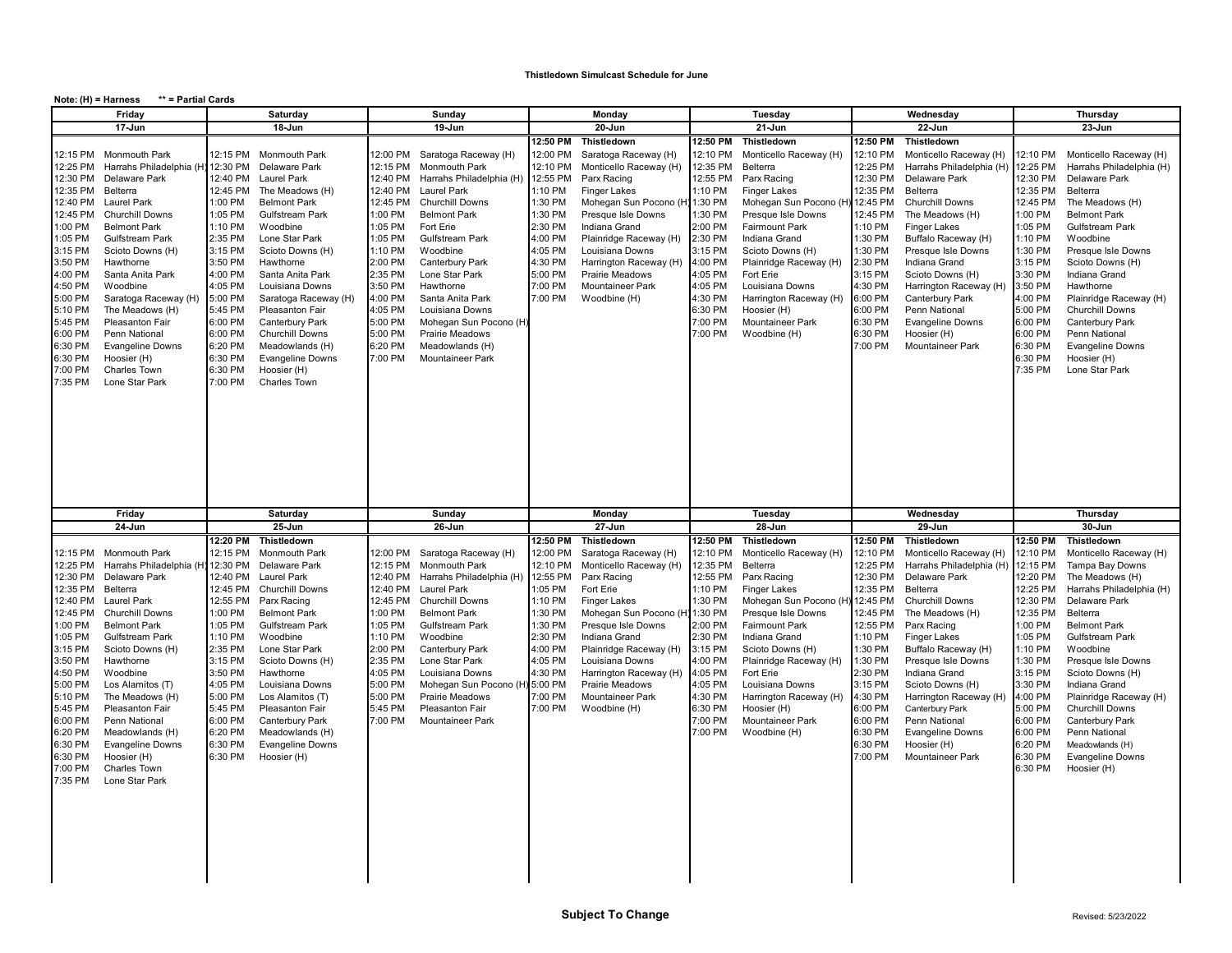**Thistledown Simulcast Schedule for June**

**Note: (H) = Harness &nbsp;&nbsp;&nbsp; ** = Partial Cards**

| Friday | | Saturday | | Sunday | | Monday | | Tuesday | | Wednesday | | Thursday | |
|---|---|---|---|---|---|---|---|---|---|---|---|---|---|
| **17-Jun** | | **18-Jun** | | **19-Jun** | | **20-Jun** | | **21-Jun** | | **22-Jun** | | **23-Jun** | |
| | | | | | | **12:50 PM** | **Thistledown** | **12:50 PM** | **Thistledown** | **12:50 PM** | **Thistledown** | | |
| 12:15 PM | Monmouth Park | 12:15 PM | Monmouth Park | 12:00 PM | Saratoga Raceway (H) | 12:00 PM | Saratoga Raceway (H) | 12:10 PM | Monticello Raceway (H) | 12:10 PM | Monticello Raceway (H) | 12:10 PM | Monticello Raceway (H) |
| 12:25 PM | Harrahs Philadelphia (H) | 12:30 PM | Delaware Park | 12:15 PM | Monmouth Park | 12:10 PM | Monticello Raceway (H) | 12:35 PM | Belterra | 12:25 PM | Harrahs Philadelphia (H) | 12:25 PM | Harrahs Philadelphia (H) |
| 12:30 PM | Delaware Park | 12:40 PM | Laurel Park | 12:40 PM | Harrahs Philadelphia (H) | 12:55 PM | Parx Racing | 12:55 PM | Parx Racing | 12:30 PM | Delaware Park | 12:30 PM | Delaware Park |
| 12:35 PM | Belterra | 12:45 PM | The Meadows (H) | 12:45 PM | Churchill Downs | 1:10 PM | Finger Lakes | 1:10 PM | Finger Lakes | 12:35 PM | Belterra | 12:35 PM | Belterra |
| 12:40 PM | Laurel Park | 1:00 PM | Belmont Park | 1:00 PM | Belmont Park | 1:30 PM | Mohegan Sun Pocono (H) | 1:30 PM | Mohegan Sun Pocono (H) | 12:45 PM | Churchill Downs | 12:45 PM | The Meadows (H) |
| 12:45 PM | Churchill Downs | 1:05 PM | Gulfstream Park | 1:05 PM | Fort Erie | 1:30 PM | Presque Isle Downs | 1:30 PM | Presque Isle Downs | 12:45 PM | The Meadows (H) | 1:00 PM | Belmont Park |
| 1:00 PM | Belmont Park | 1:10 PM | Woodbine | 1:05 PM | Gulfstream Park | 2:30 PM | Indiana Grand | 2:00 PM | Fairmount Park | 1:10 PM | Finger Lakes | 1:05 PM | Gulfstream Park |
| 1:05 PM | Gulfstream Park | 2:35 PM | Lone Star Park | 1:10 PM | Woodbine | 4:00 PM | Plainridge Raceway (H) | 2:30 PM | Indiana Grand | 1:30 PM | Buffalo Raceway (H) | 1:10 PM | Woodbine |
| 3:15 PM | Scioto Downs (H) | 3:15 PM | Scioto Downs (H) | 2:00 PM | Canterbury Park | 4:05 PM | Louisiana Downs | 3:15 PM | Scioto Downs (H) | 1:30 PM | Presque Isle Downs | 1:30 PM | Presque Isle Downs |
| 3:50 PM | Hawthorne | 3:50 PM | Hawthorne | 2:35 PM | Lone Star Park | 4:30 PM | Harrington Raceway (H) | 4:00 PM | Plainridge Raceway (H) | 2:30 PM | Indiana Grand | 3:15 PM | Scioto Downs (H) |
| 4:00 PM | Santa Anita Park | 4:00 PM | Santa Anita Park | 3:50 PM | Hawthorne | 5:00 PM | Prairie Meadows | 4:05 PM | Fort Erie | 3:15 PM | Scioto Downs (H) | 3:30 PM | Indiana Grand |
| 4:50 PM | Woodbine | 4:05 PM | Louisiana Downs | 4:00 PM | Santa Anita Park | 7:00 PM | Mountaineer Park | 4:05 PM | Louisiana Downs | 4:30 PM | Harrington Raceway (H) | 3:50 PM | Hawthorne |
| 5:00 PM | Saratoga Raceway (H) | 5:00 PM | Saratoga Raceway (H) | 4:05 PM | Louisiana Downs | 7:00 PM | Woodbine (H) | 4:30 PM | Harrington Raceway (H) | 6:00 PM | Canterbury Park | 4:00 PM | Plainridge Raceway (H) |
| 5:10 PM | The Meadows (H) | 5:45 PM | Pleasanton Fair | 5:00 PM | Mohegan Sun Pocono (H) | | | 6:30 PM | Hoosier (H) | 6:00 PM | Penn National | 5:00 PM | Churchill Downs |
| 5:45 PM | Pleasanton Fair | 6:00 PM | Canterbury Park | 5:00 PM | Prairie Meadows | | | 7:00 PM | Mountaineer Park | 6:30 PM | Evangeline Downs | 6:00 PM | Canterbury Park |
| 6:00 PM | Penn National | 6:00 PM | Churchill Downs | 6:20 PM | Meadowlands (H) | | | 7:00 PM | Woodbine (H) | 6:30 PM | Hoosier (H) | 6:00 PM | Penn National |
| 6:30 PM | Evangeline Downs | 6:20 PM | Meadowlands (H) | 7:00 PM | Mountaineer Park | | | | | 7:00 PM | Mountaineer Park | 6:30 PM | Evangeline Downs |
| 6:30 PM | Hoosier (H) | 6:30 PM | Evangeline Downs | | | | | | | | | 6:30 PM | Hoosier (H) |
| 7:00 PM | Charles Town | 6:30 PM | Hoosier (H) | | | | | | | | | 7:35 PM | Lone Star Park |
| 7:35 PM | Lone Star Park | 7:00 PM | Charles Town | | | | | | | | | | |

| Friday | | Saturday | | Sunday | | Monday | | Tuesday | | Wednesday | | Thursday | |
|---|---|---|---|---|---|---|---|---|---|---|---|---|---|
| **24-Jun** | | **25-Jun** | | **26-Jun** | | **27-Jun** | | **28-Jun** | | **29-Jun** | | **30-Jun** | |
| | | **12:20 PM** | **Thistledown** | | | **12:50 PM** | **Thistledown** | **12:50 PM** | **Thistledown** | **12:50 PM** | **Thistledown** | **12:50 PM** | **Thistledown** |
| 12:15 PM | Monmouth Park | 12:15 PM | Monmouth Park | 12:00 PM | Saratoga Raceway (H) | 12:00 PM | Saratoga Raceway (H) | 12:10 PM | Monticello Raceway (H) | 12:10 PM | Monticello Raceway (H) | 12:10 PM | Monticello Raceway (H) |
| 12:25 PM | Harrahs Philadelphia (H) | 12:30 PM | Delaware Park | 12:15 PM | Monmouth Park | 12:10 PM | Monticello Raceway (H) | 12:35 PM | Belterra | 12:25 PM | Harrahs Philadelphia (H) | 12:15 PM | Tampa Bay Downs |
| 12:30 PM | Delaware Park | 12:40 PM | Laurel Park | 12:40 PM | Harrahs Philadelphia (H) | 12:55 PM | Parx Racing | 1:10 PM | Finger Lakes | 12:30 PM | Delaware Park | 12:20 PM | The Meadows (H) |
| 12:35 PM | Belterra | 12:45 PM | Churchill Downs | 12:40 PM | Laurel Park | 1:05 PM | Fort Erie | 1:30 PM | Mohegan Sun Pocono (H) | 12:35 PM | Belterra | 12:25 PM | Harrahs Philadelphia (H) |
| 12:40 PM | Laurel Park | 12:55 PM | Parx Racing | 12:45 PM | Churchill Downs | 1:10 PM | Finger Lakes | 1:30 PM | Presque Isle Downs | 12:45 PM | Churchill Downs | 12:30 PM | Delaware Park |
| 12:45 PM | Churchill Downs | 1:00 PM | Belmont Park | 1:00 PM | Belmont Park | 1:30 PM | Mohegan Sun Pocono (H) | 2:00 PM | Fairmount Park | 12:45 PM | The Meadows (H) | 12:35 PM | Belterra |
| 1:00 PM | Belmont Park | 1:05 PM | Gulfstream Park | 1:05 PM | Gulfstream Park | 1:30 PM | Presque Isle Downs | 2:30 PM | Indiana Grand | 12:55 PM | Parx Racing | 1:00 PM | Belmont Park |
| 1:05 PM | Gulfstream Park | 1:10 PM | Woodbine | 1:10 PM | Woodbine | 2:30 PM | Indiana Grand | 3:15 PM | Scioto Downs (H) | 1:10 PM | Finger Lakes | 1:05 PM | Gulfstream Park |
| 3:15 PM | Scioto Downs (H) | 2:35 PM | Lone Star Park | 2:00 PM | Canterbury Park | 4:00 PM | Plainridge Raceway (H) | 4:00 PM | Plainridge Raceway (H) | 1:30 PM | Buffalo Raceway (H) | 1:10 PM | Woodbine |
| 3:50 PM | Hawthorne | 3:15 PM | Scioto Downs (H) | 2:35 PM | Lone Star Park | 4:05 PM | Louisiana Downs | 4:05 PM | Fort Erie | 1:30 PM | Presque Isle Downs | 1:30 PM | Presque Isle Downs |
| 4:50 PM | Woodbine | 3:50 PM | Hawthorne | 4:05 PM | Louisiana Downs | 4:30 PM | Harrington Raceway (H) | 4:05 PM | Louisiana Downs | 2:30 PM | Indiana Grand | 3:15 PM | Scioto Downs (H) |
| 5:00 PM | Los Alamitos (T) | 4:05 PM | Louisiana Downs | 5:00 PM | Mohegan Sun Pocono (H) | 5:00 PM | Prairie Meadows | 4:30 PM | Harrington Raceway (H) | 3:15 PM | Scioto Downs (H) | 3:30 PM | Indiana Grand |
| 5:10 PM | The Meadows (H) | 5:00 PM | Los Alamitos (T) | 5:00 PM | Prairie Meadows | 7:00 PM | Mountaineer Park | 6:30 PM | Hoosier (H) | 4:30 PM | Harrington Raceway (H) | 4:00 PM | Plainridge Raceway (H) |
| 5:45 PM | Pleasanton Fair | 5:45 PM | Pleasanton Fair | 5:45 PM | Pleasanton Fair | 7:00 PM | Woodbine (H) | 7:00 PM | Mountaineer Park | 6:00 PM | Canterbury Park | 5:00 PM | Churchill Downs |
| 6:00 PM | Penn National | 6:00 PM | Canterbury Park | 7:00 PM | Mountaineer Park | | | 7:00 PM | Woodbine (H) | 6:00 PM | Penn National | 6:00 PM | Canterbury Park |
| 6:20 PM | Meadowlands (H) | 6:20 PM | Meadowlands (H) | | | | | | | 6:30 PM | Evangeline Downs | 6:00 PM | Penn National |
| 6:30 PM | Evangeline Downs | 6:30 PM | Evangeline Downs | | | | | | | 6:30 PM | Hoosier (H) | 6:20 PM | Meadowlands (H) |
| 6:30 PM | Hoosier (H) | 6:30 PM | Hoosier (H) | | | | | | | 7:00 PM | Mountaineer Park | 6:30 PM | Evangeline Downs |
| 7:00 PM | Charles Town | | | | | | | | | | | 6:30 PM | Hoosier (H) |
| 7:35 PM | Lone Star Park | | | | | | | | | | | | |

**Subject To Change**

Revised: 5/23/2022